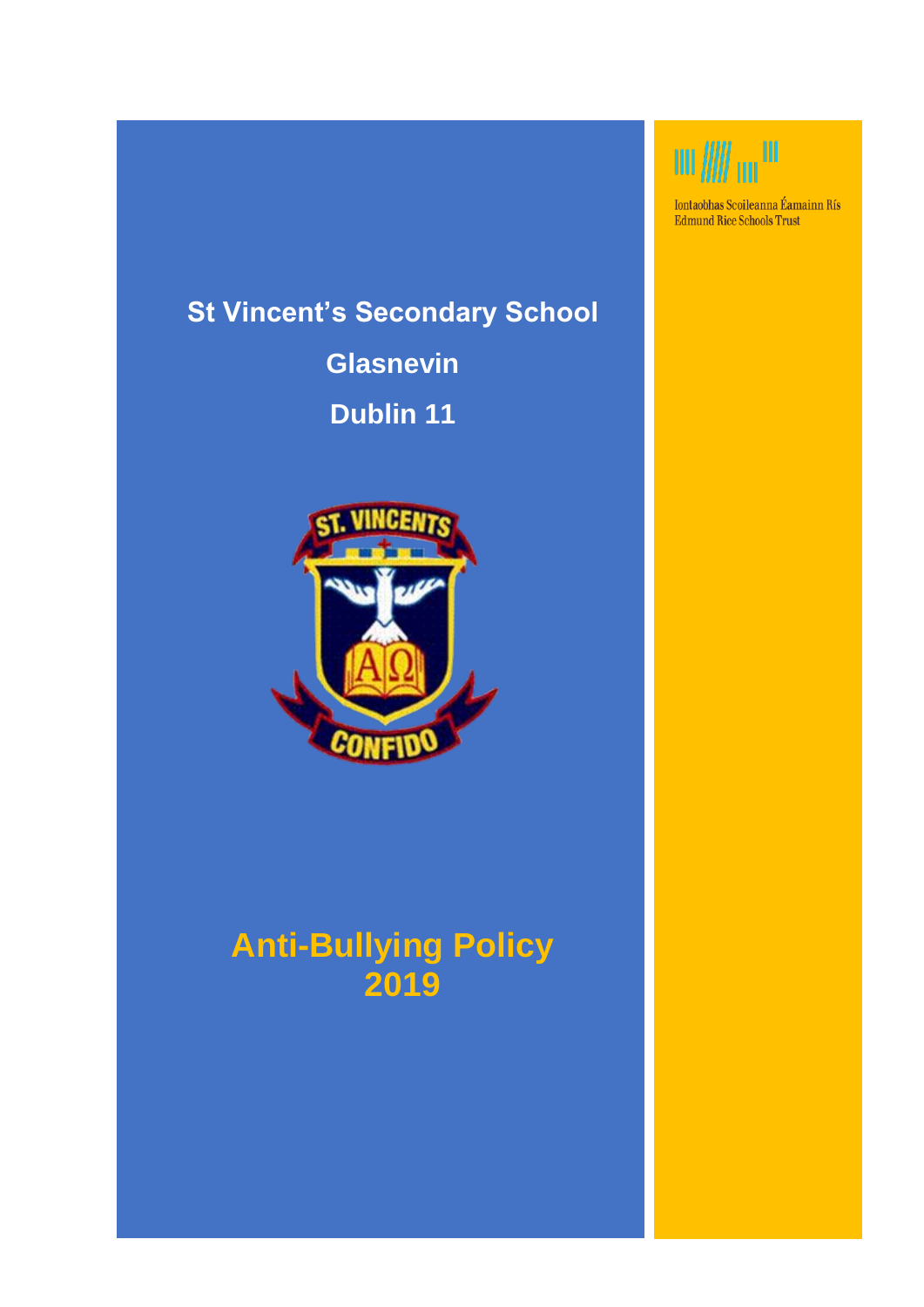Iontaobhas Scoileanna Éamainn Rís
Edmund Rice Schools Trust

# St Vincent's Secondary School

## Glasnevin

## Dublin 11

# Anti-Bullying Policy 2019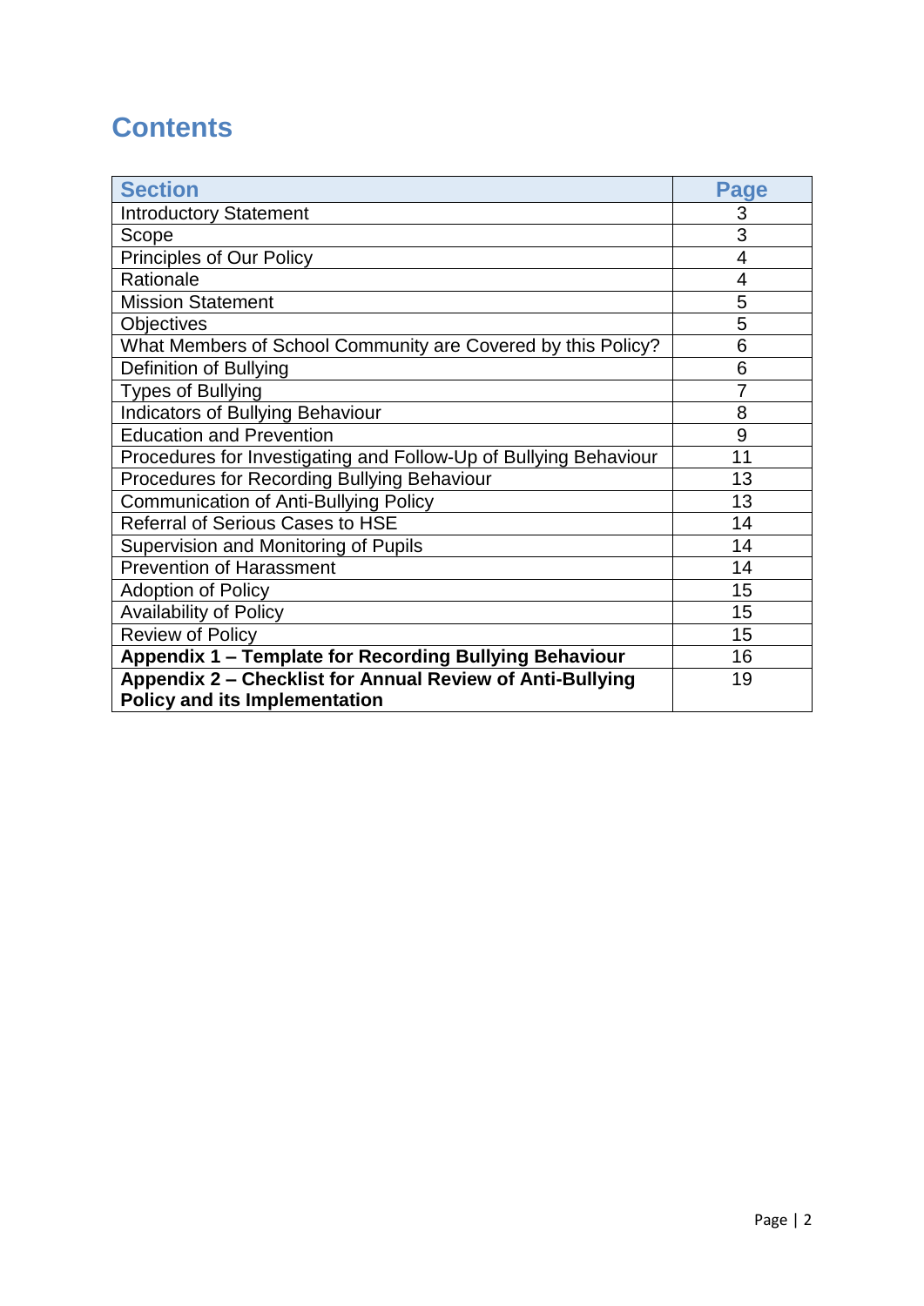# Contents

| Section | Page |
|---|---|
| Introductory Statement | 3 |
| Scope | 3 |
| Principles of Our Policy | 4 |
| Rationale | 4 |
| Mission Statement | 5 |
| Objectives | 5 |
| What Members of School Community are Covered by this Policy? | 6 |
| Definition of Bullying | 6 |
| Types of Bullying | 7 |
| Indicators of Bullying Behaviour | 8 |
| Education and Prevention | 9 |
| Procedures for Investigating and Follow-Up of Bullying Behaviour | 11 |
| Procedures for Recording Bullying Behaviour | 13 |
| Communication of Anti-Bullying Policy | 13 |
| Referral of Serious Cases to HSE | 14 |
| Supervision and Monitoring of Pupils | 14 |
| Prevention of Harassment | 14 |
| Adoption of Policy | 15 |
| Availability of Policy | 15 |
| Review of Policy | 15 |
| **Appendix 1 – Template for Recording Bullying Behaviour** | 16 |
| **Appendix 2 – Checklist for Annual Review of Anti-Bullying Policy and its Implementation** | 19 |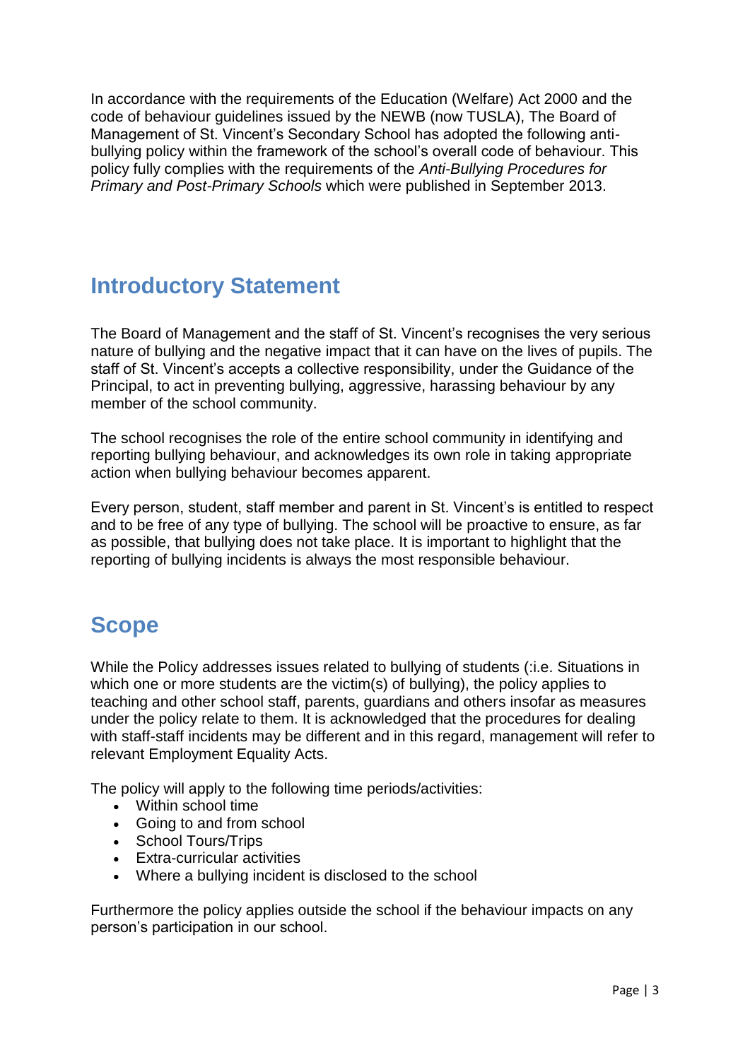In accordance with the requirements of the Education (Welfare) Act 2000 and the code of behaviour guidelines issued by the NEWB (now TUSLA), The Board of Management of St. Vincent's Secondary School has adopted the following anti-bullying policy within the framework of the school's overall code of behaviour. This policy fully complies with the requirements of the *Anti-Bullying Procedures for Primary and Post-Primary Schools* which were published in September 2013.

## Introductory Statement

The Board of Management and the staff of St. Vincent's recognises the very serious nature of bullying and the negative impact that it can have on the lives of pupils. The staff of St. Vincent's accepts a collective responsibility, under the Guidance of the Principal, to act in preventing bullying, aggressive, harassing behaviour by any member of the school community.

The school recognises the role of the entire school community in identifying and reporting bullying behaviour, and acknowledges its own role in taking appropriate action when bullying behaviour becomes apparent.

Every person, student, staff member and parent in St. Vincent's is entitled to respect and to be free of any type of bullying. The school will be proactive to ensure, as far as possible, that bullying does not take place. It is important to highlight that the reporting of bullying incidents is always the most responsible behaviour.

## Scope

While the Policy addresses issues related to bullying of students (:i.e. Situations in which one or more students are the victim(s) of bullying), the policy applies to teaching and other school staff, parents, guardians and others insofar as measures under the policy relate to them. It is acknowledged that the procedures for dealing with staff-staff incidents may be different and in this regard, management will refer to relevant Employment Equality Acts.

The policy will apply to the following time periods/activities:

- Within school time
- Going to and from school
- School Tours/Trips
- Extra-curricular activities
- Where a bullying incident is disclosed to the school

Furthermore the policy applies outside the school if the behaviour impacts on any person's participation in our school.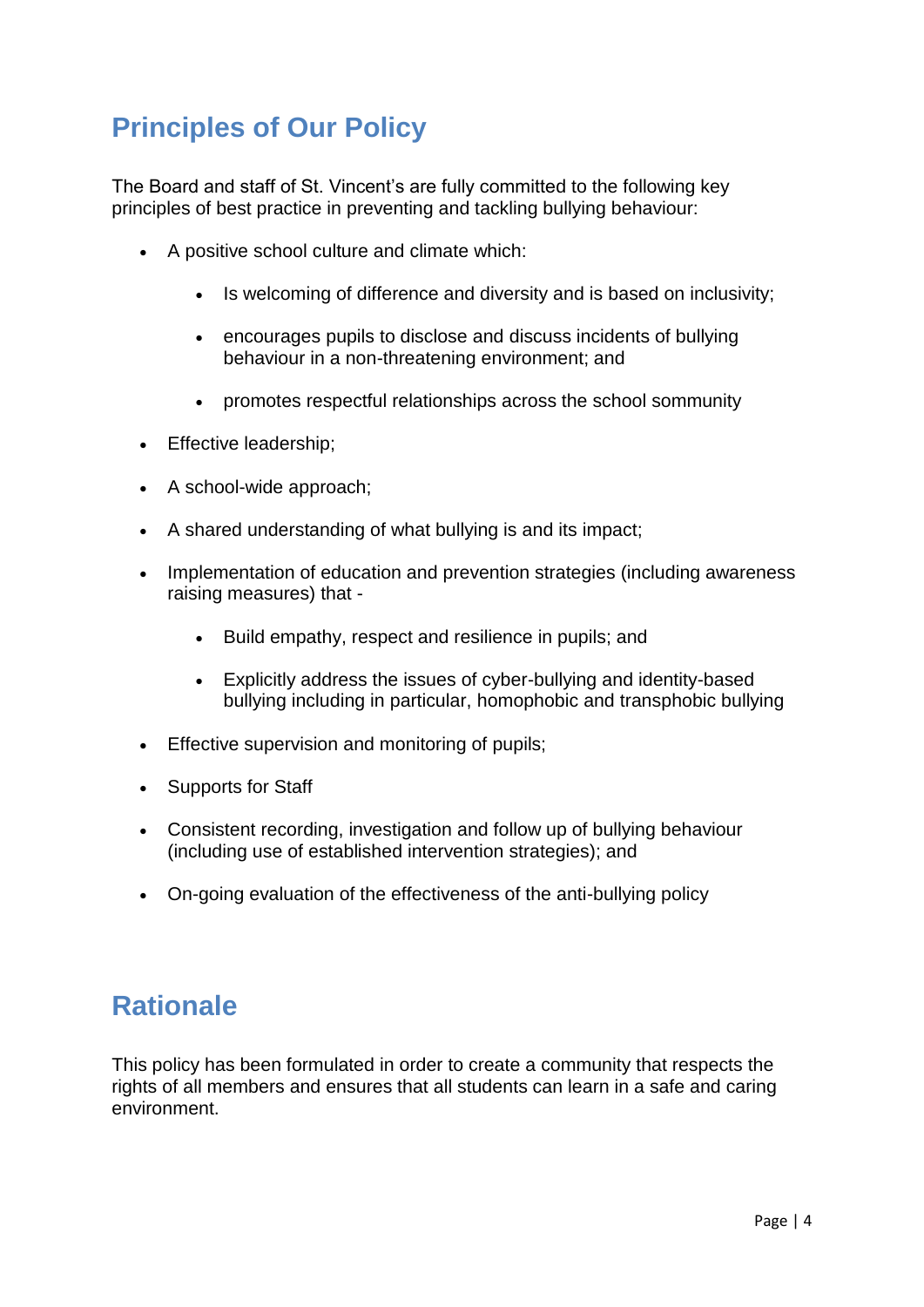## Principles of Our Policy

The Board and staff of St. Vincent's are fully committed to the following key principles of best practice in preventing and tackling bullying behaviour:

- A positive school culture and climate which:
  - Is welcoming of difference and diversity and is based on inclusivity;
  - encourages pupils to disclose and discuss incidents of bullying behaviour in a non-threatening environment; and
  - promotes respectful relationships across the school sommunity
- Effective leadership;
- A school-wide approach;
- A shared understanding of what bullying is and its impact;
- Implementation of education and prevention strategies (including awareness raising measures) that -
  - Build empathy, respect and resilience in pupils; and
  - Explicitly address the issues of cyber-bullying and identity-based bullying including in particular, homophobic and transphobic bullying
- Effective supervision and monitoring of pupils;
- Supports for Staff
- Consistent recording, investigation and follow up of bullying behaviour (including use of established intervention strategies); and
- On-going evaluation of the effectiveness of the anti-bullying policy

## Rationale

This policy has been formulated in order to create a community that respects the rights of all members and ensures that all students can learn in a safe and caring environment.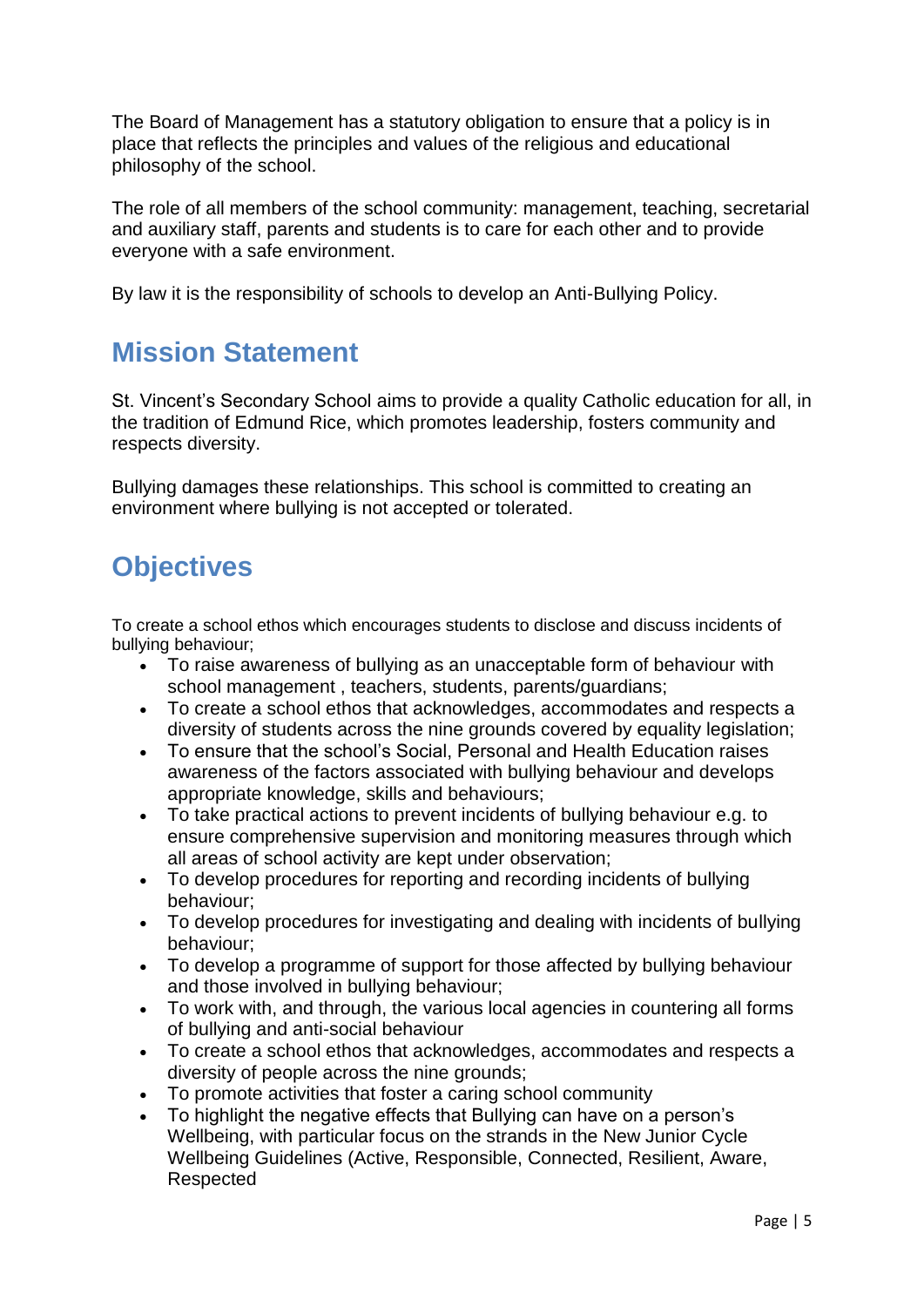The Board of Management has a statutory obligation to ensure that a policy is in place that reflects the principles and values of the religious and educational philosophy of the school.

The role of all members of the school community: management, teaching, secretarial and auxiliary staff, parents and students is to care for each other and to provide everyone with a safe environment.

By law it is the responsibility of schools to develop an Anti-Bullying Policy.

## Mission Statement

St. Vincent's Secondary School aims to provide a quality Catholic education for all, in the tradition of Edmund Rice, which promotes leadership, fosters community and respects diversity.

Bullying damages these relationships. This school is committed to creating an environment where bullying is not accepted or tolerated.

## Objectives

To create a school ethos which encourages students to disclose and discuss incidents of bullying behaviour;

- To raise awareness of bullying as an unacceptable form of behaviour with school management , teachers, students, parents/guardians;
- To create a school ethos that acknowledges, accommodates and respects a diversity of students across the nine grounds covered by equality legislation;
- To ensure that the school's Social, Personal and Health Education raises awareness of the factors associated with bullying behaviour and develops appropriate knowledge, skills and behaviours;
- To take practical actions to prevent incidents of bullying behaviour e.g. to ensure comprehensive supervision and monitoring measures through which all areas of school activity are kept under observation;
- To develop procedures for reporting and recording incidents of bullying behaviour;
- To develop procedures for investigating and dealing with incidents of bullying behaviour;
- To develop a programme of support for those affected by bullying behaviour and those involved in bullying behaviour;
- To work with, and through, the various local agencies in countering all forms of bullying and anti-social behaviour
- To create a school ethos that acknowledges, accommodates and respects a diversity of people across the nine grounds;
- To promote activities that foster a caring school community
- To highlight the negative effects that Bullying can have on a person's Wellbeing, with particular focus on the strands in the New Junior Cycle Wellbeing Guidelines (Active, Responsible, Connected, Resilient, Aware, Respected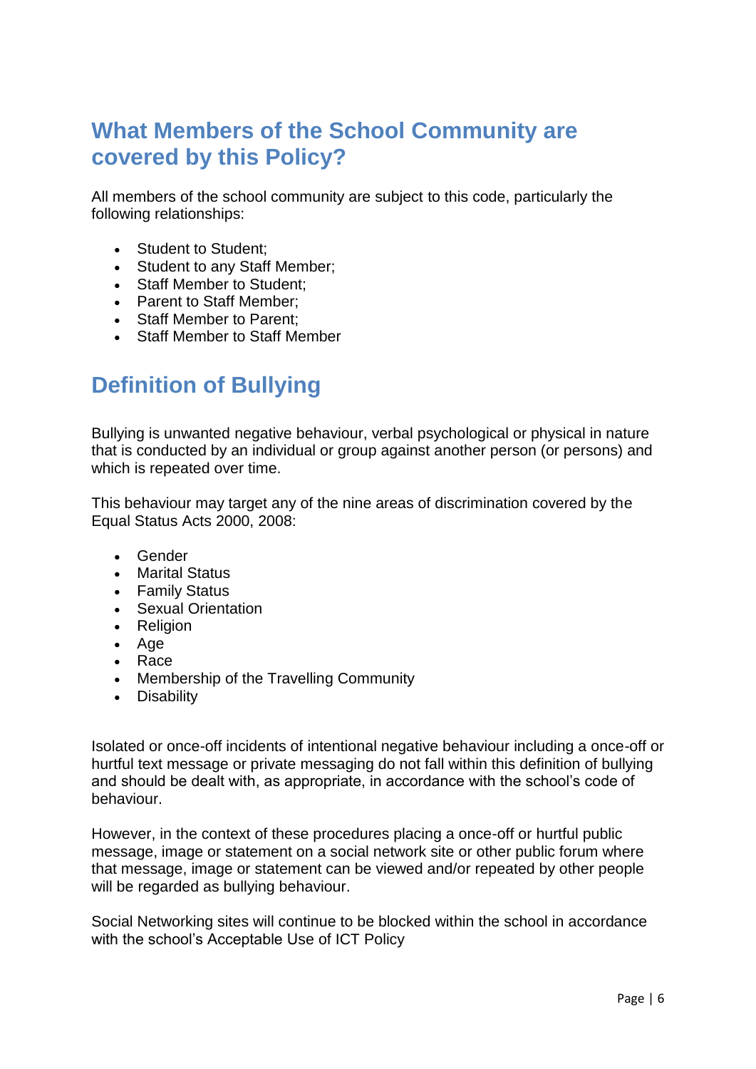## What Members of the School Community are covered by this Policy?

All members of the school community are subject to this code, particularly the following relationships:

- Student to Student;
- Student to any Staff Member;
- Staff Member to Student;
- Parent to Staff Member;
- Staff Member to Parent;
- Staff Member to Staff Member

## Definition of Bullying

Bullying is unwanted negative behaviour, verbal psychological or physical in nature that is conducted by an individual or group against another person (or persons) and which is repeated over time.

This behaviour may target any of the nine areas of discrimination covered by the Equal Status Acts 2000, 2008:

- Gender
- Marital Status
- Family Status
- Sexual Orientation
- Religion
- Age
- Race
- Membership of the Travelling Community
- Disability

Isolated or once-off incidents of intentional negative behaviour including a once-off or hurtful text message or private messaging do not fall within this definition of bullying and should be dealt with, as appropriate, in accordance with the school's code of behaviour.

However, in the context of these procedures placing a once-off or hurtful public message, image or statement on a social network site or other public forum where that message, image or statement can be viewed and/or repeated by other people will be regarded as bullying behaviour.

Social Networking sites will continue to be blocked within the school in accordance with the school's Acceptable Use of ICT Policy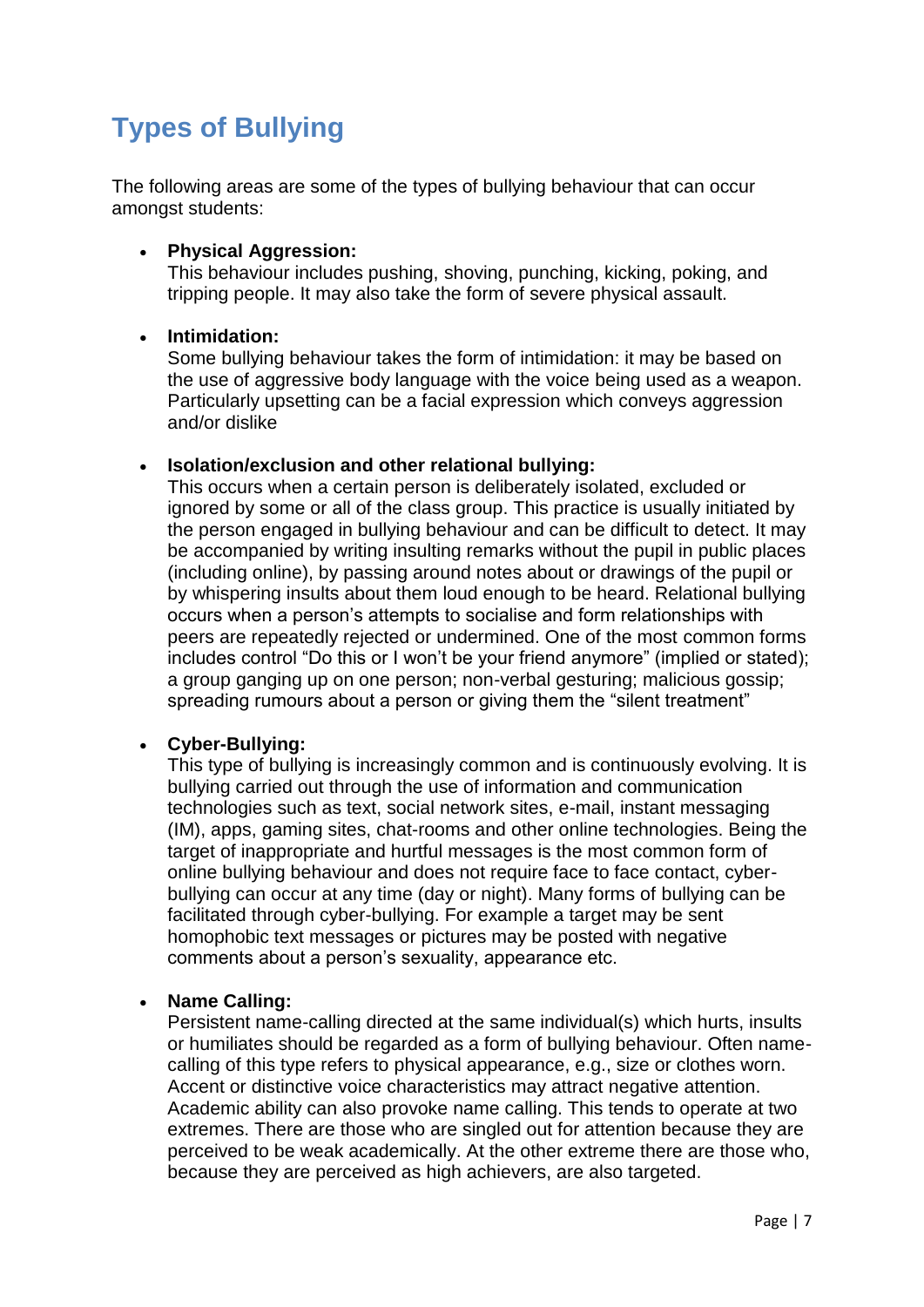# Types of Bullying

The following areas are some of the types of bullying behaviour that can occur amongst students:

- **Physical Aggression:**
  This behaviour includes pushing, shoving, punching, kicking, poking, and tripping people. It may also take the form of severe physical assault.

- **Intimidation:**
  Some bullying behaviour takes the form of intimidation: it may be based on the use of aggressive body language with the voice being used as a weapon. Particularly upsetting can be a facial expression which conveys aggression and/or dislike

- **Isolation/exclusion and other relational bullying:**
  This occurs when a certain person is deliberately isolated, excluded or ignored by some or all of the class group. This practice is usually initiated by the person engaged in bullying behaviour and can be difficult to detect. It may be accompanied by writing insulting remarks without the pupil in public places (including online), by passing around notes about or drawings of the pupil or by whispering insults about them loud enough to be heard. Relational bullying occurs when a person's attempts to socialise and form relationships with peers are repeatedly rejected or undermined. One of the most common forms includes control "Do this or I won't be your friend anymore" (implied or stated); a group ganging up on one person; non-verbal gesturing; malicious gossip; spreading rumours about a person or giving them the "silent treatment"

- **Cyber-Bullying:**
  This type of bullying is increasingly common and is continuously evolving. It is bullying carried out through the use of information and communication technologies such as text, social network sites, e-mail, instant messaging (IM), apps, gaming sites, chat-rooms and other online technologies. Being the target of inappropriate and hurtful messages is the most common form of online bullying behaviour and does not require face to face contact, cyber-bullying can occur at any time (day or night). Many forms of bullying can be facilitated through cyber-bullying. For example a target may be sent homophobic text messages or pictures may be posted with negative comments about a person's sexuality, appearance etc.

- **Name Calling:**
  Persistent name-calling directed at the same individual(s) which hurts, insults or humiliates should be regarded as a form of bullying behaviour. Often name-calling of this type refers to physical appearance, e.g., size or clothes worn. Accent or distinctive voice characteristics may attract negative attention. Academic ability can also provoke name calling. This tends to operate at two extremes. There are those who are singled out for attention because they are perceived to be weak academically. At the other extreme there are those who, because they are perceived as high achievers, are also targeted.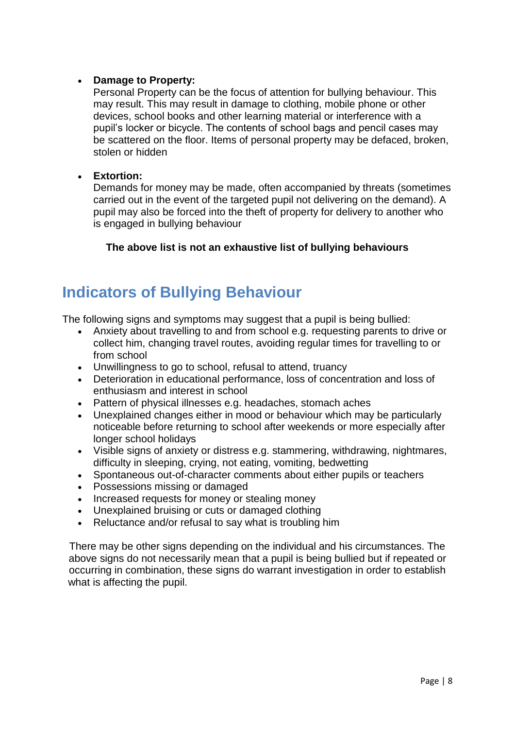- **Damage to Property:**
  Personal Property can be the focus of attention for bullying behaviour. This may result. This may result in damage to clothing, mobile phone or other devices, school books and other learning material or interference with a pupil's locker or bicycle. The contents of school bags and pencil cases may be scattered on the floor. Items of personal property may be defaced, broken, stolen or hidden

- **Extortion:**
  Demands for money may be made, often accompanied by threats (sometimes carried out in the event of the targeted pupil not delivering on the demand). A pupil may also be forced into the theft of property for delivery to another who is engaged in bullying behaviour

**The above list is not an exhaustive list of bullying behaviours**

## Indicators of Bullying Behaviour

The following signs and symptoms may suggest that a pupil is being bullied:

- Anxiety about travelling to and from school e.g. requesting parents to drive or collect him, changing travel routes, avoiding regular times for travelling to or from school
- Unwillingness to go to school, refusal to attend, truancy
- Deterioration in educational performance, loss of concentration and loss of enthusiasm and interest in school
- Pattern of physical illnesses e.g. headaches, stomach aches
- Unexplained changes either in mood or behaviour which may be particularly noticeable before returning to school after weekends or more especially after longer school holidays
- Visible signs of anxiety or distress e.g. stammering, withdrawing, nightmares, difficulty in sleeping, crying, not eating, vomiting, bedwetting
- Spontaneous out-of-character comments about either pupils or teachers
- Possessions missing or damaged
- Increased requests for money or stealing money
- Unexplained bruising or cuts or damaged clothing
- Reluctance and/or refusal to say what is troubling him

There may be other signs depending on the individual and his circumstances. The above signs do not necessarily mean that a pupil is being bullied but if repeated or occurring in combination, these signs do warrant investigation in order to establish what is affecting the pupil.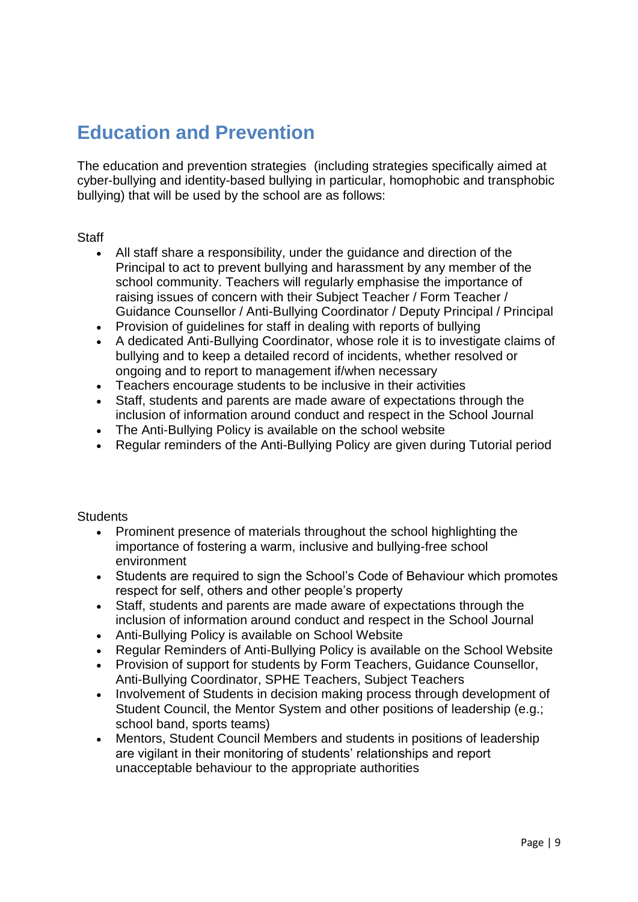# Education and Prevention

The education and prevention strategies (including strategies specifically aimed at cyber-bullying and identity-based bullying in particular, homophobic and transphobic bullying) that will be used by the school are as follows:

Staff

- All staff share a responsibility, under the guidance and direction of the Principal to act to prevent bullying and harassment by any member of the school community. Teachers will regularly emphasise the importance of raising issues of concern with their Subject Teacher / Form Teacher / Guidance Counsellor / Anti-Bullying Coordinator / Deputy Principal / Principal
- Provision of guidelines for staff in dealing with reports of bullying
- A dedicated Anti-Bullying Coordinator, whose role it is to investigate claims of bullying and to keep a detailed record of incidents, whether resolved or ongoing and to report to management if/when necessary
- Teachers encourage students to be inclusive in their activities
- Staff, students and parents are made aware of expectations through the inclusion of information around conduct and respect in the School Journal
- The Anti-Bullying Policy is available on the school website
- Regular reminders of the Anti-Bullying Policy are given during Tutorial period

Students

- Prominent presence of materials throughout the school highlighting the importance of fostering a warm, inclusive and bullying-free school environment
- Students are required to sign the School's Code of Behaviour which promotes respect for self, others and other people's property
- Staff, students and parents are made aware of expectations through the inclusion of information around conduct and respect in the School Journal
- Anti-Bullying Policy is available on School Website
- Regular Reminders of Anti-Bullying Policy is available on the School Website
- Provision of support for students by Form Teachers, Guidance Counsellor, Anti-Bullying Coordinator, SPHE Teachers, Subject Teachers
- Involvement of Students in decision making process through development of Student Council, the Mentor System and other positions of leadership (e.g.; school band, sports teams)
- Mentors, Student Council Members and students in positions of leadership are vigilant in their monitoring of students' relationships and report unacceptable behaviour to the appropriate authorities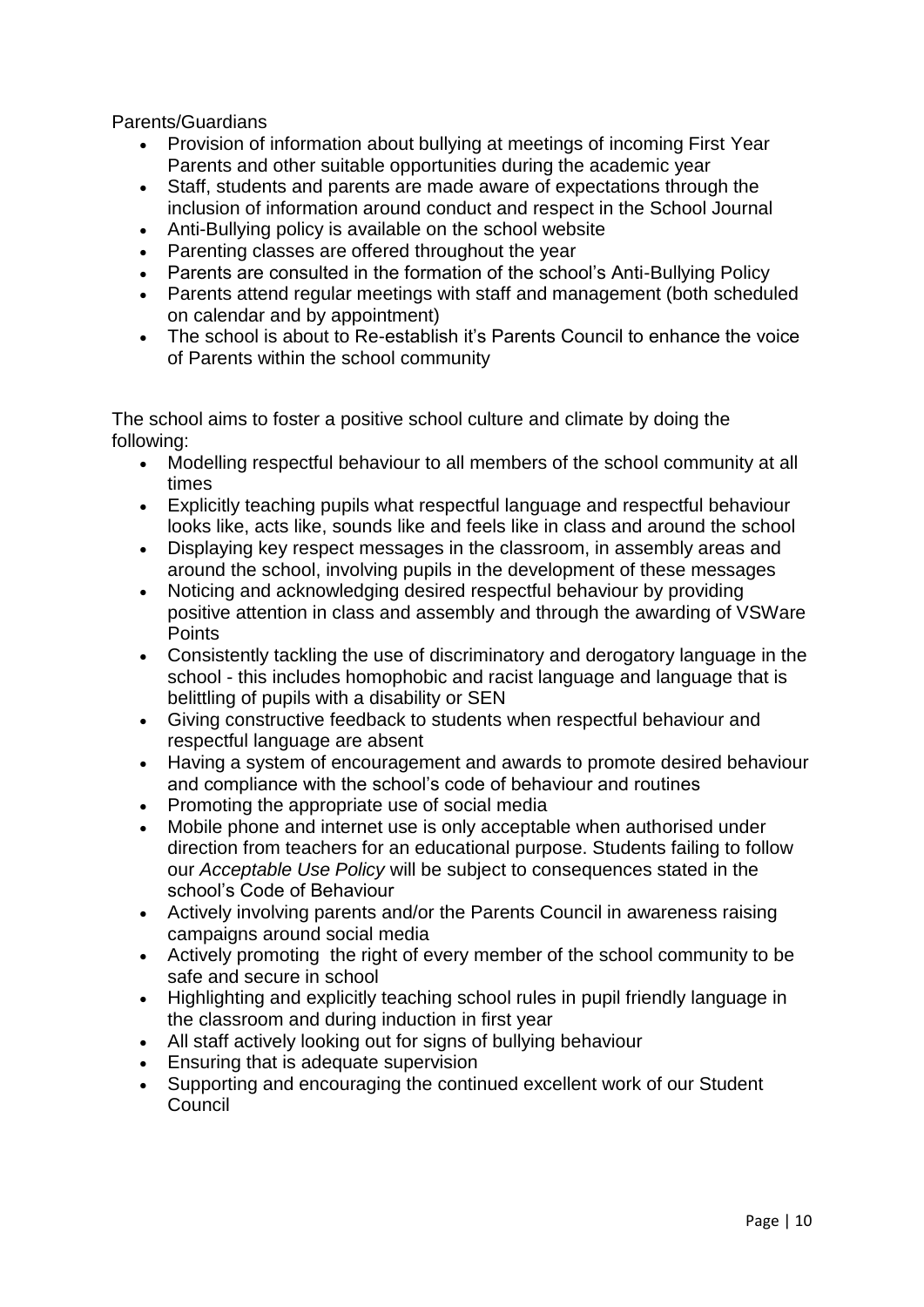Parents/Guardians

- Provision of information about bullying at meetings of incoming First Year Parents and other suitable opportunities during the academic year
- Staff, students and parents are made aware of expectations through the inclusion of information around conduct and respect in the School Journal
- Anti-Bullying policy is available on the school website
- Parenting classes are offered throughout the year
- Parents are consulted in the formation of the school's Anti-Bullying Policy
- Parents attend regular meetings with staff and management (both scheduled on calendar and by appointment)
- The school is about to Re-establish it's Parents Council to enhance the voice of Parents within the school community

The school aims to foster a positive school culture and climate by doing the following:

- Modelling respectful behaviour to all members of the school community at all times
- Explicitly teaching pupils what respectful language and respectful behaviour looks like, acts like, sounds like and feels like in class and around the school
- Displaying key respect messages in the classroom, in assembly areas and around the school, involving pupils in the development of these messages
- Noticing and acknowledging desired respectful behaviour by providing positive attention in class and assembly and through the awarding of VSWare Points
- Consistently tackling the use of discriminatory and derogatory language in the school - this includes homophobic and racist language and language that is belittling of pupils with a disability or SEN
- Giving constructive feedback to students when respectful behaviour and respectful language are absent
- Having a system of encouragement and awards to promote desired behaviour and compliance with the school's code of behaviour and routines
- Promoting the appropriate use of social media
- Mobile phone and internet use is only acceptable when authorised under direction from teachers for an educational purpose. Students failing to follow our *Acceptable Use Policy* will be subject to consequences stated in the school's Code of Behaviour
- Actively involving parents and/or the Parents Council in awareness raising campaigns around social media
- Actively promoting the right of every member of the school community to be safe and secure in school
- Highlighting and explicitly teaching school rules in pupil friendly language in the classroom and during induction in first year
- All staff actively looking out for signs of bullying behaviour
- Ensuring that is adequate supervision
- Supporting and encouraging the continued excellent work of our Student Council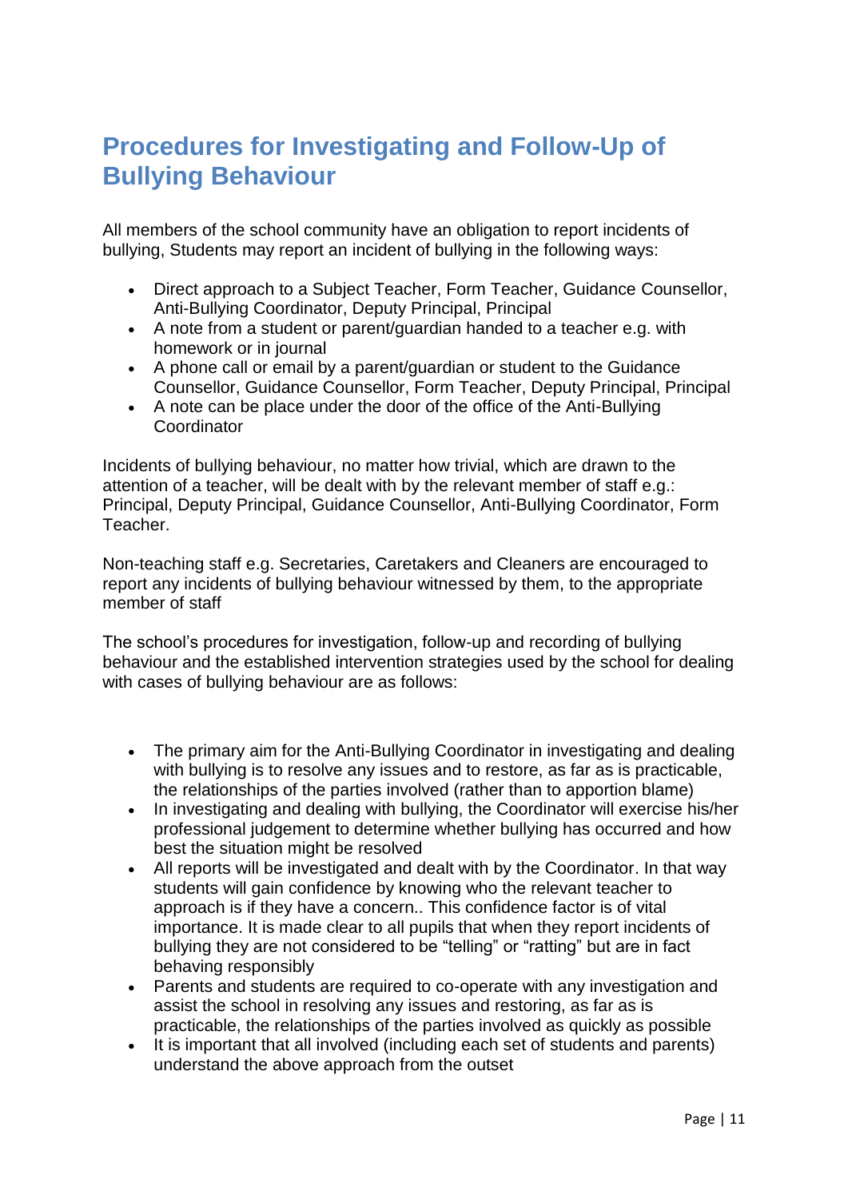# Procedures for Investigating and Follow-Up of Bullying Behaviour

All members of the school community have an obligation to report incidents of bullying, Students may report an incident of bullying in the following ways:

- Direct approach to a Subject Teacher, Form Teacher, Guidance Counsellor, Anti-Bullying Coordinator, Deputy Principal, Principal
- A note from a student or parent/guardian handed to a teacher e.g. with homework or in journal
- A phone call or email by a parent/guardian or student to the Guidance Counsellor, Guidance Counsellor, Form Teacher, Deputy Principal, Principal
- A note can be place under the door of the office of the Anti-Bullying Coordinator

Incidents of bullying behaviour, no matter how trivial, which are drawn to the attention of a teacher, will be dealt with by the relevant member of staff e.g.: Principal, Deputy Principal, Guidance Counsellor, Anti-Bullying Coordinator, Form Teacher.

Non-teaching staff e.g. Secretaries, Caretakers and Cleaners are encouraged to report any incidents of bullying behaviour witnessed by them, to the appropriate member of staff

The school's procedures for investigation, follow-up and recording of bullying behaviour and the established intervention strategies used by the school for dealing with cases of bullying behaviour are as follows:

- The primary aim for the Anti-Bullying Coordinator in investigating and dealing with bullying is to resolve any issues and to restore, as far as is practicable, the relationships of the parties involved (rather than to apportion blame)
- In investigating and dealing with bullying, the Coordinator will exercise his/her professional judgement to determine whether bullying has occurred and how best the situation might be resolved
- All reports will be investigated and dealt with by the Coordinator. In that way students will gain confidence by knowing who the relevant teacher to approach is if they have a concern.. This confidence factor is of vital importance. It is made clear to all pupils that when they report incidents of bullying they are not considered to be "telling" or "ratting" but are in fact behaving responsibly
- Parents and students are required to co-operate with any investigation and assist the school in resolving any issues and restoring, as far as is practicable, the relationships of the parties involved as quickly as possible
- It is important that all involved (including each set of students and parents) understand the above approach from the outset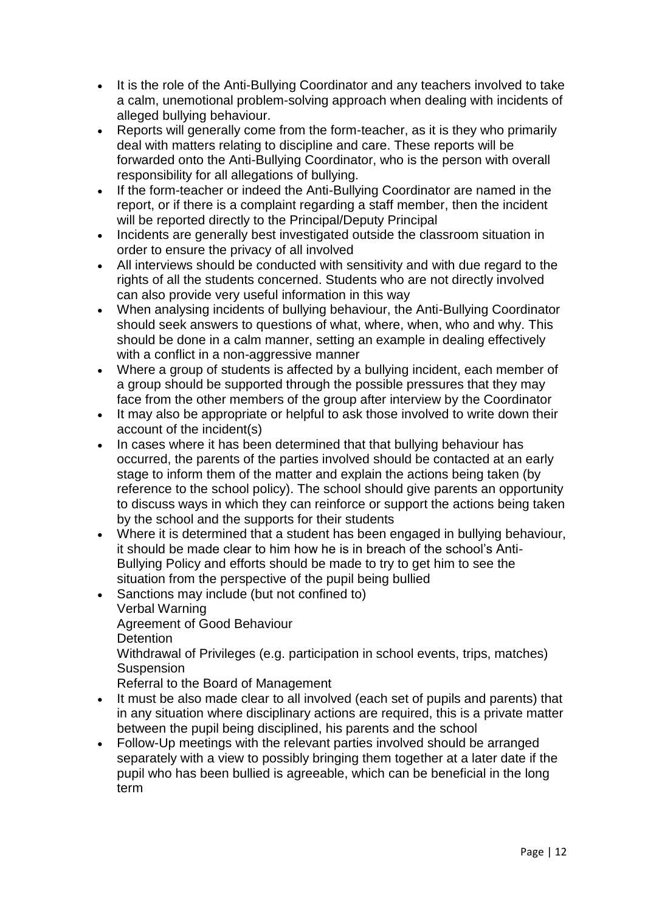- It is the role of the Anti-Bullying Coordinator and any teachers involved to take a calm, unemotional problem-solving approach when dealing with incidents of alleged bullying behaviour.
- Reports will generally come from the form-teacher, as it is they who primarily deal with matters relating to discipline and care. These reports will be forwarded onto the Anti-Bullying Coordinator, who is the person with overall responsibility for all allegations of bullying.
- If the form-teacher or indeed the Anti-Bullying Coordinator are named in the report, or if there is a complaint regarding a staff member, then the incident will be reported directly to the Principal/Deputy Principal
- Incidents are generally best investigated outside the classroom situation in order to ensure the privacy of all involved
- All interviews should be conducted with sensitivity and with due regard to the rights of all the students concerned. Students who are not directly involved can also provide very useful information in this way
- When analysing incidents of bullying behaviour, the Anti-Bullying Coordinator should seek answers to questions of what, where, when, who and why. This should be done in a calm manner, setting an example in dealing effectively with a conflict in a non-aggressive manner
- Where a group of students is affected by a bullying incident, each member of a group should be supported through the possible pressures that they may face from the other members of the group after interview by the Coordinator
- It may also be appropriate or helpful to ask those involved to write down their account of the incident(s)
- In cases where it has been determined that that bullying behaviour has occurred, the parents of the parties involved should be contacted at an early stage to inform them of the matter and explain the actions being taken (by reference to the school policy). The school should give parents an opportunity to discuss ways in which they can reinforce or support the actions being taken by the school and the supports for their students
- Where it is determined that a student has been engaged in bullying behaviour, it should be made clear to him how he is in breach of the school's Anti-Bullying Policy and efforts should be made to try to get him to see the situation from the perspective of the pupil being bullied
- Sanctions may include (but not confined to)
  Verbal Warning
  Agreement of Good Behaviour
  Detention
  Withdrawal of Privileges (e.g. participation in school events, trips, matches)
  Suspension
  Referral to the Board of Management
- It must be also made clear to all involved (each set of pupils and parents) that in any situation where disciplinary actions are required, this is a private matter between the pupil being disciplined, his parents and the school
- Follow-Up meetings with the relevant parties involved should be arranged separately with a view to possibly bringing them together at a later date if the pupil who has been bullied is agreeable, which can be beneficial in the long term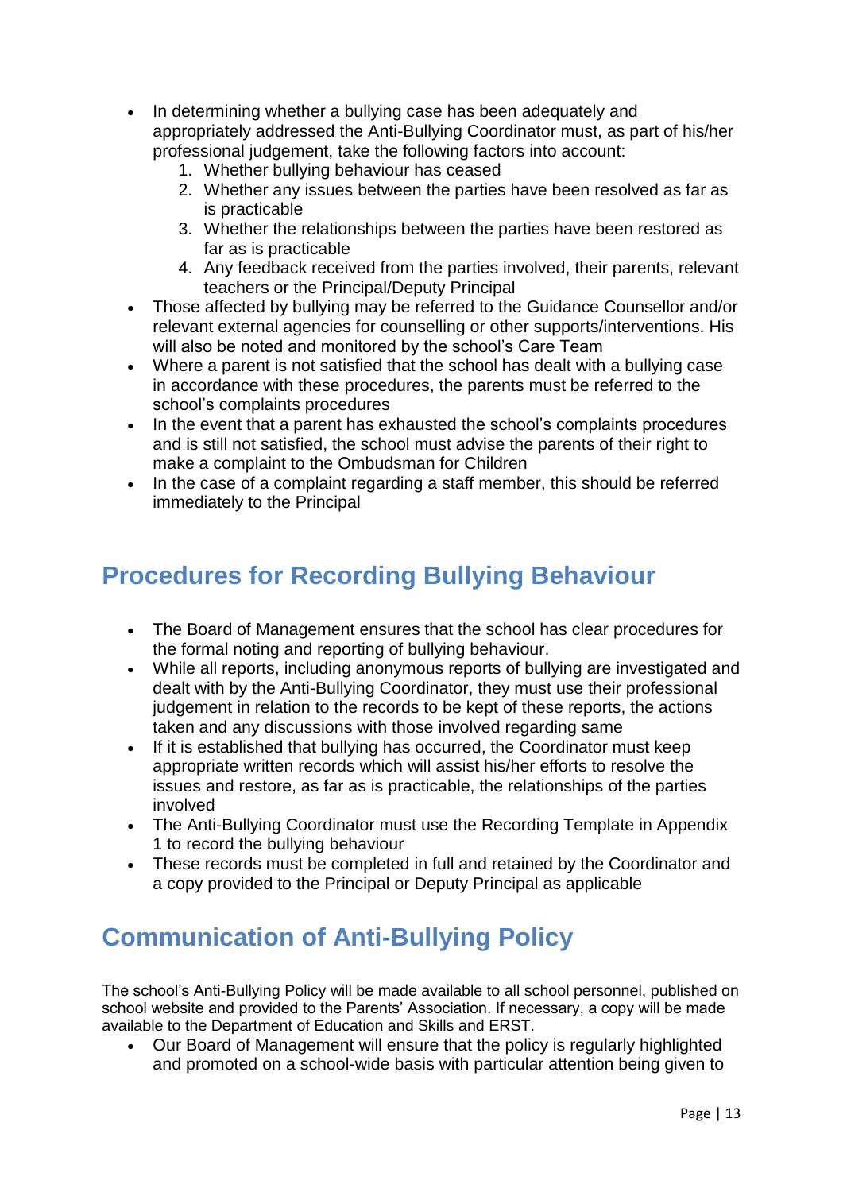- In determining whether a bullying case has been adequately and appropriately addressed the Anti-Bullying Coordinator must, as part of his/her professional judgement, take the following factors into account:
    1. Whether bullying behaviour has ceased
    2. Whether any issues between the parties have been resolved as far as is practicable
    3. Whether the relationships between the parties have been restored as far as is practicable
    4. Any feedback received from the parties involved, their parents, relevant teachers or the Principal/Deputy Principal
- Those affected by bullying may be referred to the Guidance Counsellor and/or relevant external agencies for counselling or other supports/interventions. His will also be noted and monitored by the school's Care Team
- Where a parent is not satisfied that the school has dealt with a bullying case in accordance with these procedures, the parents must be referred to the school's complaints procedures
- In the event that a parent has exhausted the school's complaints procedures and is still not satisfied, the school must advise the parents of their right to make a complaint to the Ombudsman for Children
- In the case of a complaint regarding a staff member, this should be referred immediately to the Principal

## Procedures for Recording Bullying Behaviour

- The Board of Management ensures that the school has clear procedures for the formal noting and reporting of bullying behaviour.
- While all reports, including anonymous reports of bullying are investigated and dealt with by the Anti-Bullying Coordinator, they must use their professional judgement in relation to the records to be kept of these reports, the actions taken and any discussions with those involved regarding same
- If it is established that bullying has occurred, the Coordinator must keep appropriate written records which will assist his/her efforts to resolve the issues and restore, as far as is practicable, the relationships of the parties involved
- The Anti-Bullying Coordinator must use the Recording Template in Appendix 1 to record the bullying behaviour
- These records must be completed in full and retained by the Coordinator and a copy provided to the Principal or Deputy Principal as applicable

## Communication of Anti-Bullying Policy

The school's Anti-Bullying Policy will be made available to all school personnel, published on school website and provided to the Parents' Association. If necessary, a copy will be made available to the Department of Education and Skills and ERST.

- Our Board of Management will ensure that the policy is regularly highlighted and promoted on a school-wide basis with particular attention being given to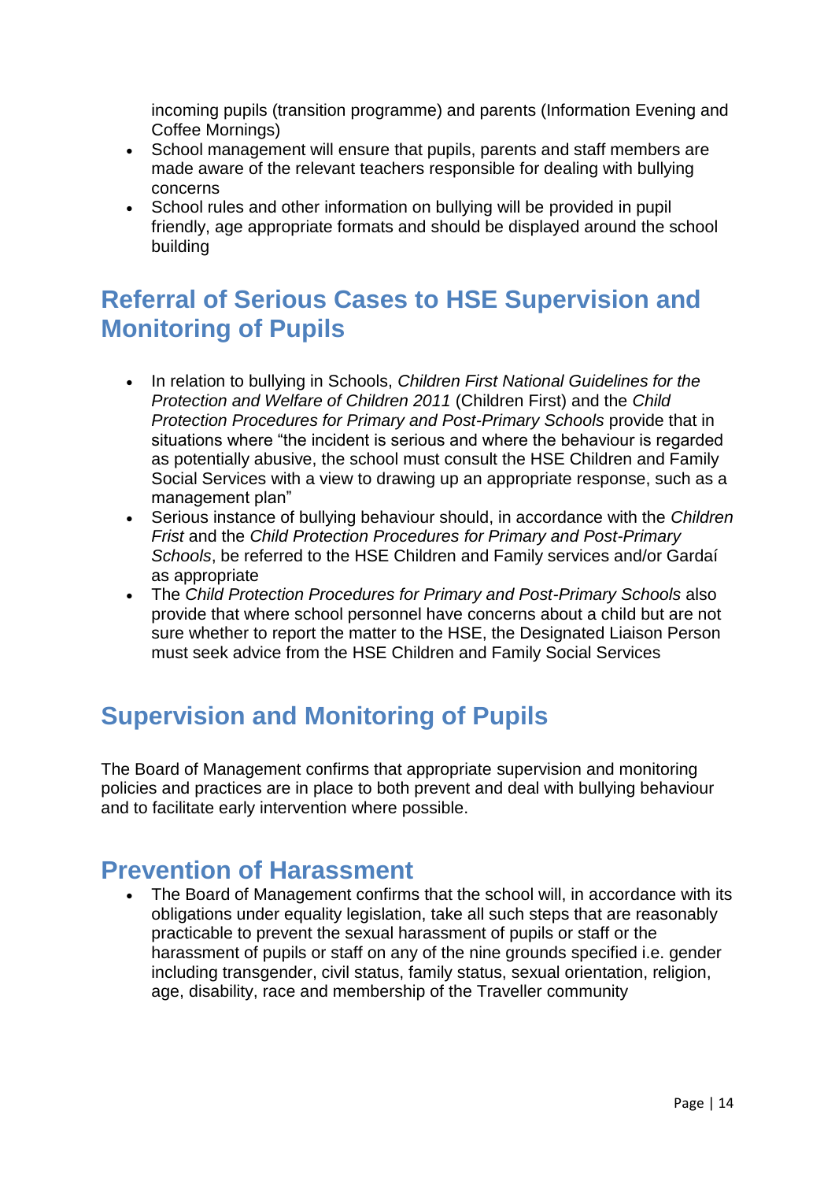incoming pupils (transition programme) and parents (Information Evening and Coffee Mornings)

- School management will ensure that pupils, parents and staff members are made aware of the relevant teachers responsible for dealing with bullying concerns
- School rules and other information on bullying will be provided in pupil friendly, age appropriate formats and should be displayed around the school building

## Referral of Serious Cases to HSE Supervision and Monitoring of Pupils

- In relation to bullying in Schools, *Children First National Guidelines for the Protection and Welfare of Children 2011* (Children First) and the *Child Protection Procedures for Primary and Post-Primary Schools* provide that in situations where "the incident is serious and where the behaviour is regarded as potentially abusive, the school must consult the HSE Children and Family Social Services with a view to drawing up an appropriate response, such as a management plan"
- Serious instance of bullying behaviour should, in accordance with the *Children Frist* and the *Child Protection Procedures for Primary and Post-Primary Schools*, be referred to the HSE Children and Family services and/or Gardaí as appropriate
- The *Child Protection Procedures for Primary and Post-Primary Schools* also provide that where school personnel have concerns about a child but are not sure whether to report the matter to the HSE, the Designated Liaison Person must seek advice from the HSE Children and Family Social Services

## Supervision and Monitoring of Pupils

The Board of Management confirms that appropriate supervision and monitoring policies and practices are in place to both prevent and deal with bullying behaviour and to facilitate early intervention where possible.

## Prevention of Harassment

- The Board of Management confirms that the school will, in accordance with its obligations under equality legislation, take all such steps that are reasonably practicable to prevent the sexual harassment of pupils or staff or the harassment of pupils or staff on any of the nine grounds specified i.e. gender including transgender, civil status, family status, sexual orientation, religion, age, disability, race and membership of the Traveller community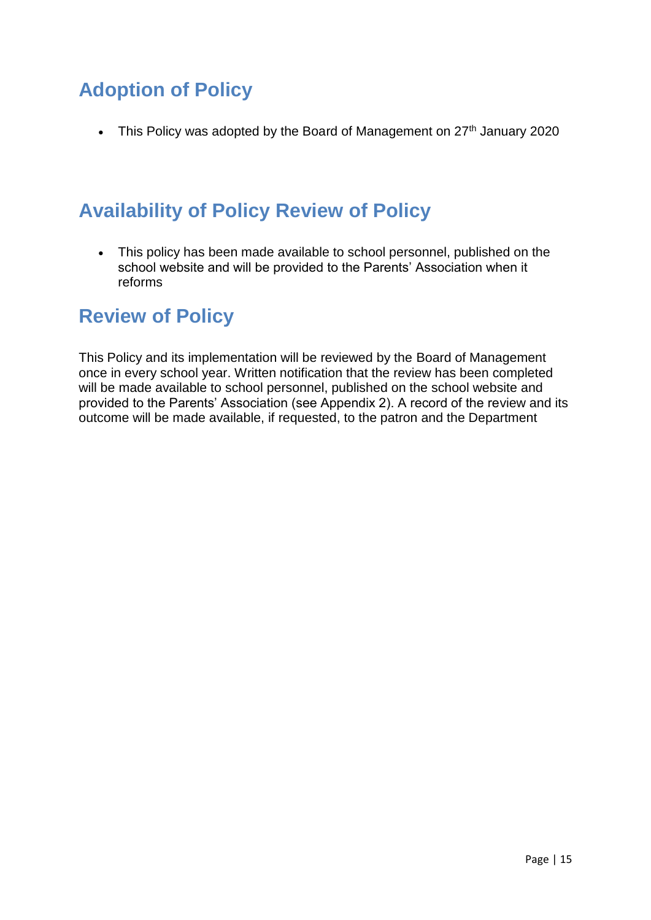## Adoption of Policy

- This Policy was adopted by the Board of Management on 27th January 2020

## Availability of Policy Review of Policy

- This policy has been made available to school personnel, published on the school website and will be provided to the Parents' Association when it reforms

## Review of Policy

This Policy and its implementation will be reviewed by the Board of Management once in every school year. Written notification that the review has been completed will be made available to school personnel, published on the school website and provided to the Parents' Association (see Appendix 2). A record of the review and its outcome will be made available, if requested, to the patron and the Department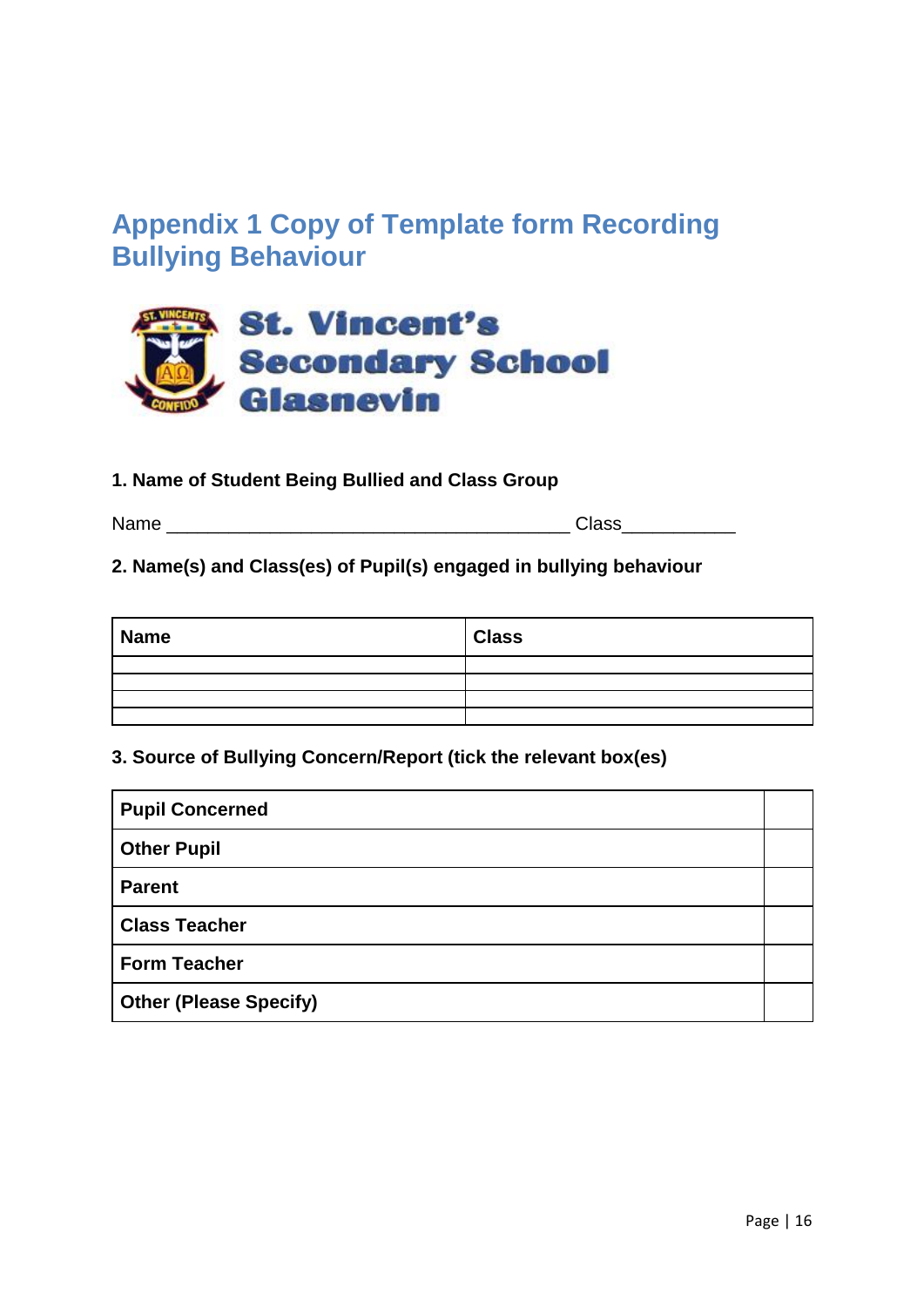## Appendix 1 Copy of Template form Recording Bullying Behaviour

**St. Vincent's Secondary School Glasnevin**

**1. Name of Student Being Bullied and Class Group**

Name ______________________________________ Class___________

**2. Name(s) and Class(es) of Pupil(s) engaged in bullying behaviour**

| Name | Class |
|---|---|
| | |
| | |
| | |
| | |

**3. Source of Bullying Concern/Report (tick the relevant box(es)**

| | |
|---|---|
| **Pupil Concerned** | |
| **Other Pupil** | |
| **Parent** | |
| **Class Teacher** | |
| **Form Teacher** | |
| **Other (Please Specify)** | |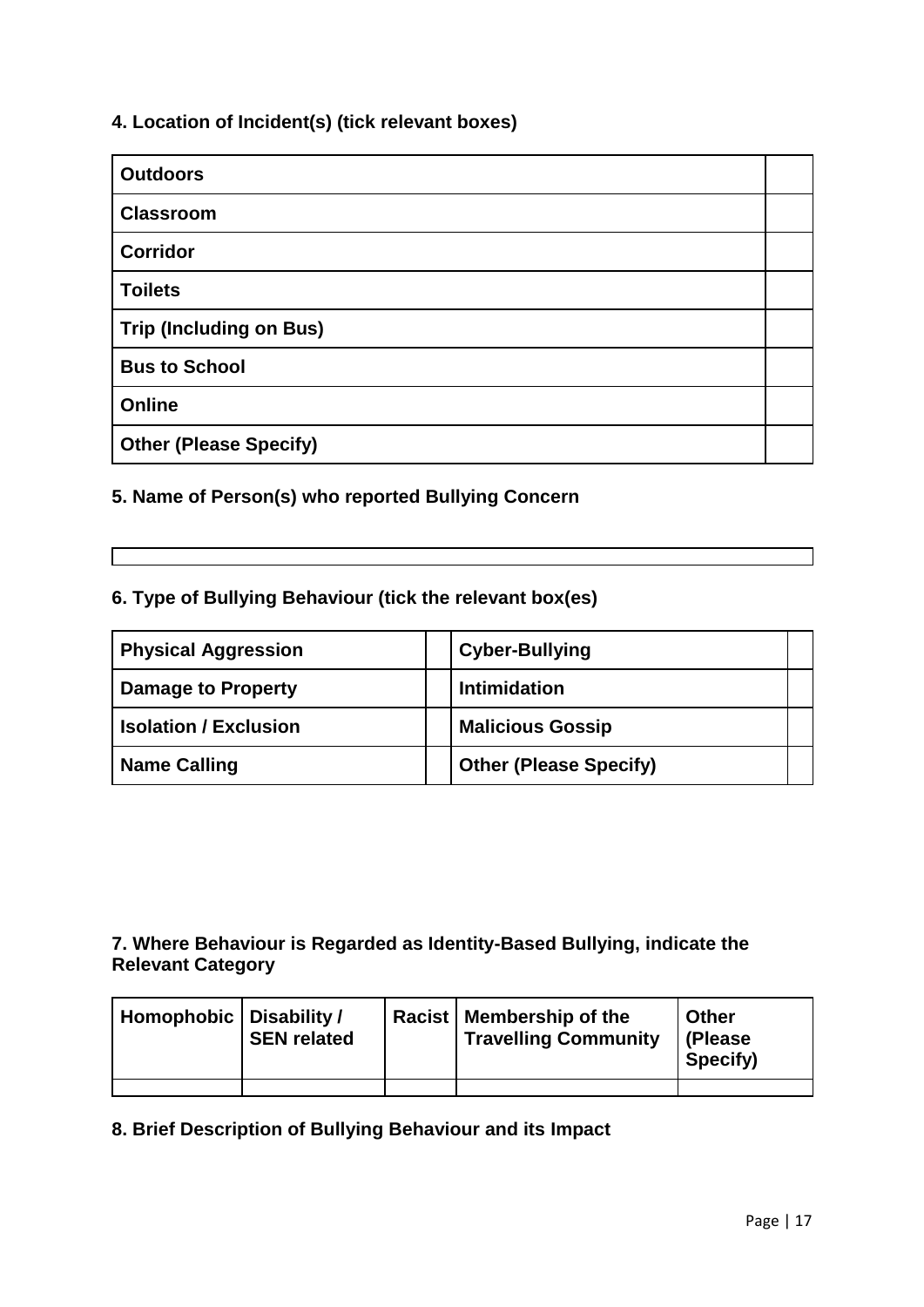**4. Location of Incident(s) (tick relevant boxes)**

| **Outdoors** | |
|---|---|
| **Classroom** | |
| **Corridor** | |
| **Toilets** | |
| **Trip (Including on Bus)** | |
| **Bus to School** | |
| **Online** | |
| **Other (Please Specify)** | |

**5. Name of Person(s) who reported Bullying Concern**

| |
|---|

**6. Type of Bullying Behaviour (tick the relevant box(es)**

| **Physical Aggression** | | **Cyber-Bullying** | |
|---|---|---|---|
| **Damage to Property** | | **Intimidation** | |
| **Isolation / Exclusion** | | **Malicious Gossip** | |
| **Name Calling** | | **Other (Please Specify)** | |

**7. Where Behaviour is Regarded as Identity-Based Bullying, indicate the Relevant Category**

| **Homophobic** | **Disability / SEN related** | **Racist** | **Membership of the Travelling Community** | **Other (Please Specify)** |
|---|---|---|---|---|
| | | | | |

**8. Brief Description of Bullying Behaviour and its Impact**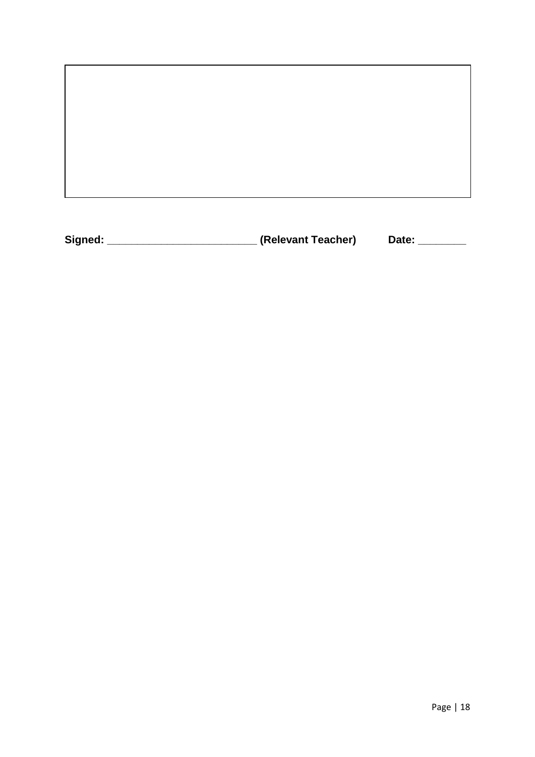| |
|---|
| |

**Signed: _________________________ (Relevant Teacher)** **Date: ________**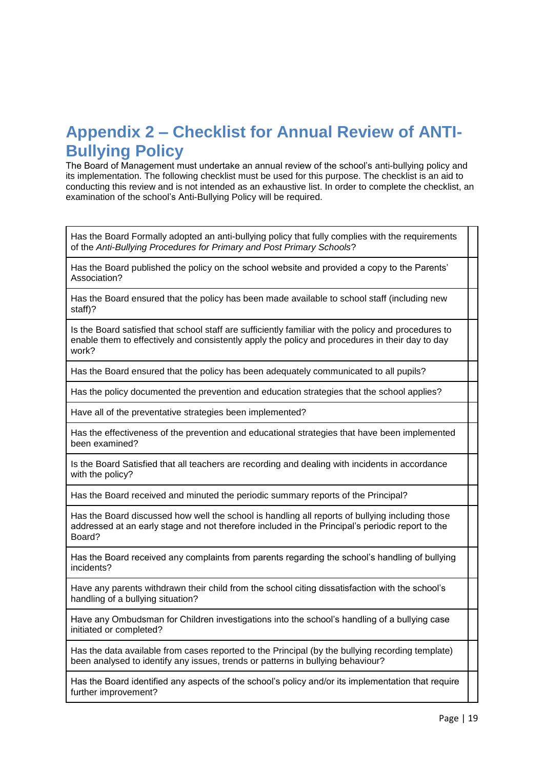# Appendix 2 – Checklist for Annual Review of ANTI-Bullying Policy

The Board of Management must undertake an annual review of the school's anti-bullying policy and its implementation. The following checklist must be used for this purpose. The checklist is an aid to conducting this review and is not intended as an exhaustive list. In order to complete the checklist, an examination of the school's Anti-Bullying Policy will be required.

| | |
|---|---|
| Has the Board Formally adopted an anti-bullying policy that fully complies with the requirements of the *Anti-Bullying Procedures for Primary and Post Primary Schools*? | |
| Has the Board published the policy on the school website and provided a copy to the Parents' Association? | |
| Has the Board ensured that the policy has been made available to school staff (including new staff)? | |
| Is the Board satisfied that school staff are sufficiently familiar with the policy and procedures to enable them to effectively and consistently apply the policy and procedures in their day to day work? | |
| Has the Board ensured that the policy has been adequately communicated to all pupils? | |
| Has the policy documented the prevention and education strategies that the school applies? | |
| Have all of the preventative strategies been implemented? | |
| Has the effectiveness of the prevention and educational strategies that have been implemented been examined? | |
| Is the Board Satisfied that all teachers are recording and dealing with incidents in accordance with the policy? | |
| Has the Board received and minuted the periodic summary reports of the Principal? | |
| Has the Board discussed how well the school is handling all reports of bullying including those addressed at an early stage and not therefore included in the Principal's periodic report to the Board? | |
| Has the Board received any complaints from parents regarding the school's handling of bullying incidents? | |
| Have any parents withdrawn their child from the school citing dissatisfaction with the school's handling of a bullying situation? | |
| Have any Ombudsman for Children investigations into the school's handling of a bullying case initiated or completed? | |
| Has the data available from cases reported to the Principal (by the bullying recording template) been analysed to identify any issues, trends or patterns in bullying behaviour? | |
| Has the Board identified any aspects of the school's policy and/or its implementation that require further improvement? | |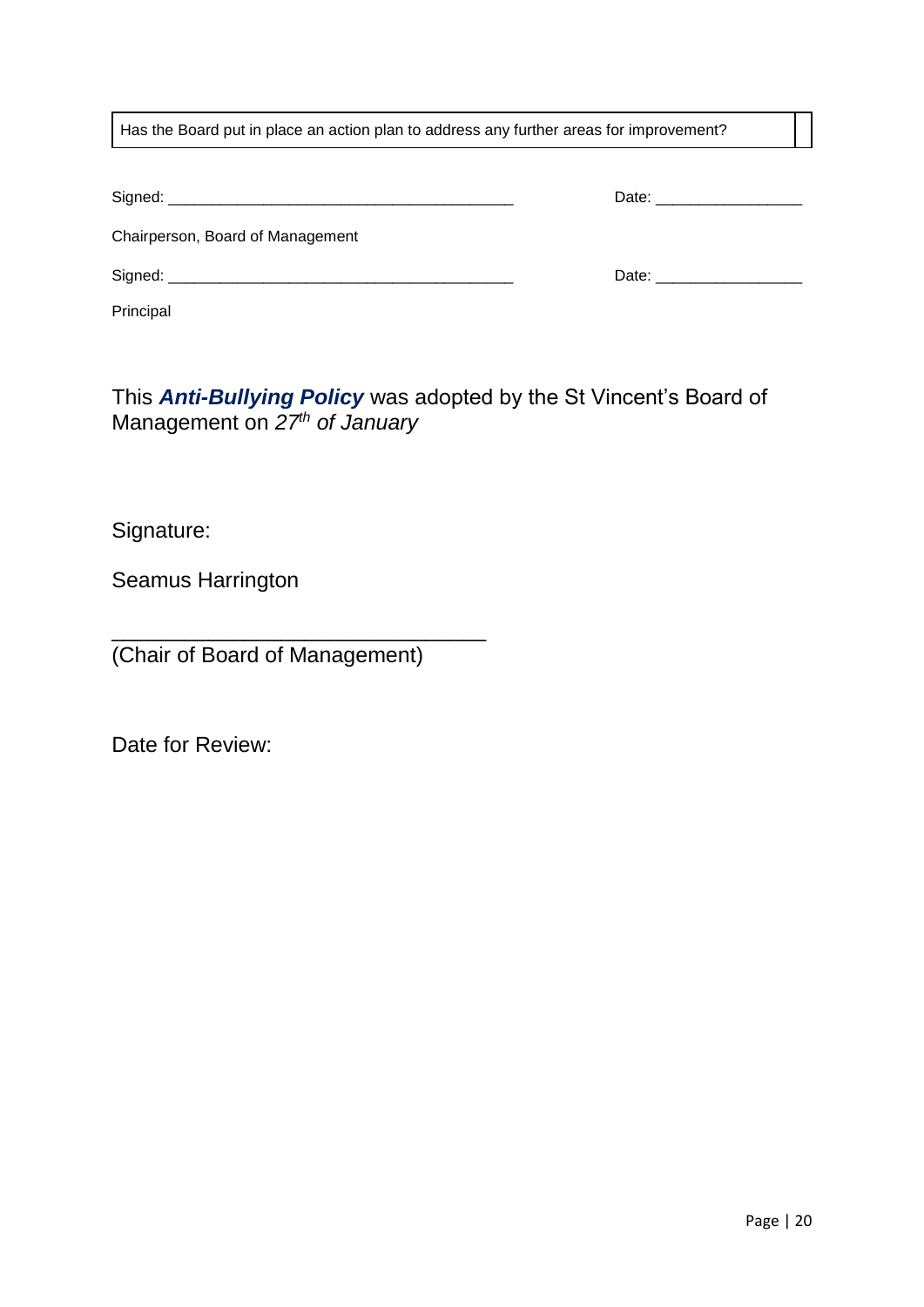| | |
| --- | --- |
| Has the Board put in place an action plan to address any further areas for improvement? | |

Signed: ________________________________________ Date: _________________

Chairperson, Board of Management

Signed: ________________________________________ Date: _________________

Principal

This ***Anti-Bullying Policy*** was adopted by the St Vincent's Board of Management on *27th of January*

Signature:

Seamus Harrington

_________________________________

(Chair of Board of Management)

Date for Review: